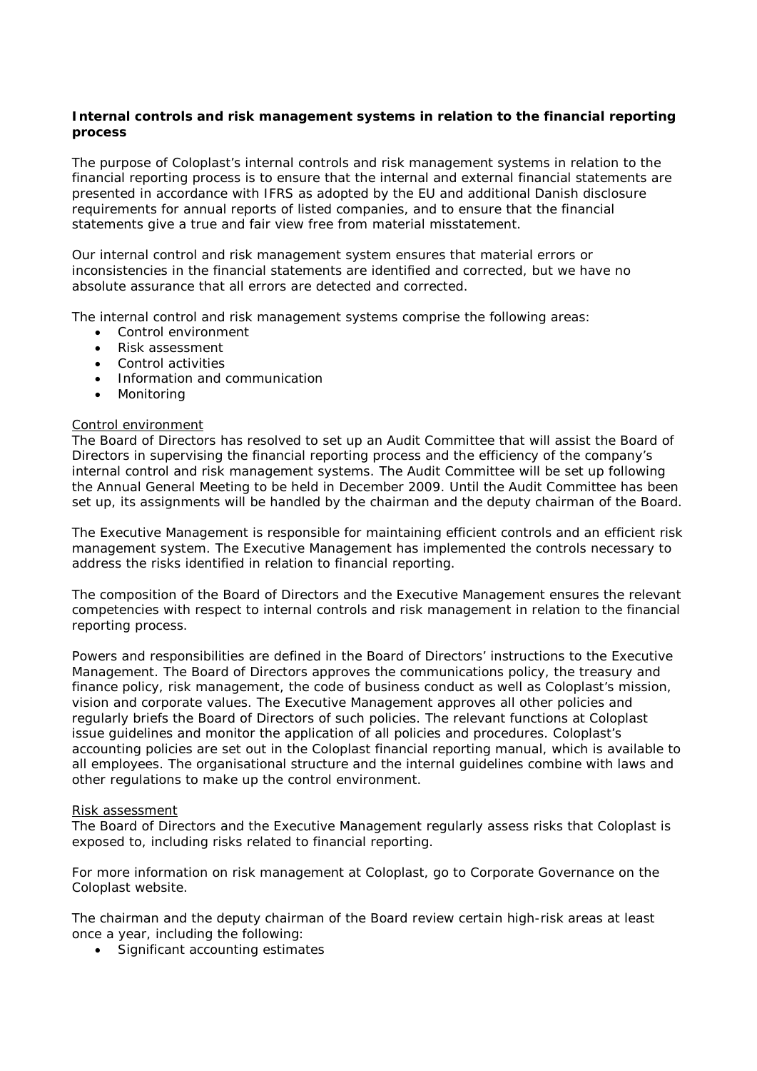**Internal controls and risk management systems in relation to the financial reporting process**

The purpose of Coloplast's internal controls and risk management systems in relation to the financial reporting process is to ensure that the internal and external financial statements are presented in accordance with IFRS as adopted by the EU and additional Danish disclosure requirements for annual reports of listed companies, and to ensure that the financial statements give a true and fair view free from material misstatement.

Our internal control and risk management system ensures that material errors or inconsistencies in the financial statements are identified and corrected, but we have no absolute assurance that all errors are detected and corrected.

The internal control and risk management systems comprise the following areas:

- Control environment
- Risk assessment
- Control activities
- Information and communication
- Monitoring

<u>Control environment</u>

The Board of Directors has resolved to set up an Audit Committee that will assist the Board of Directors in supervising the financial reporting process and the efficiency of the company's internal control and risk management systems. The Audit Committee will be set up following the Annual General Meeting to be held in December 2009. Until the Audit Committee has been set up, its assignments will be handled by the chairman and the deputy chairman of the Board.

The Executive Management is responsible for maintaining efficient controls and an efficient risk management system. The Executive Management has implemented the controls necessary to address the risks identified in relation to financial reporting.

The composition of the Board of Directors and the Executive Management ensures the relevant competencies with respect to internal controls and risk management in relation to the financial reporting process.

Powers and responsibilities are defined in the Board of Directors' instructions to the Executive Management. The Board of Directors approves the communications policy, the treasury and finance policy, risk management, the code of business conduct as well as Coloplast's mission, vision and corporate values. The Executive Management approves all other policies and regularly briefs the Board of Directors of such policies. The relevant functions at Coloplast issue guidelines and monitor the application of all policies and procedures. Coloplast's accounting policies are set out in the Coloplast financial reporting manual, which is available to all employees. The organisational structure and the internal guidelines combine with laws and other regulations to make up the control environment.

<u>Risk assessment</u>

The Board of Directors and the Executive Management regularly assess risks that Coloplast is exposed to, including risks related to financial reporting.

For more information on risk management at Coloplast, go to Corporate Governance on the Coloplast website.

The chairman and the deputy chairman of the Board review certain high-risk areas at least once a year, including the following:

- Significant accounting estimates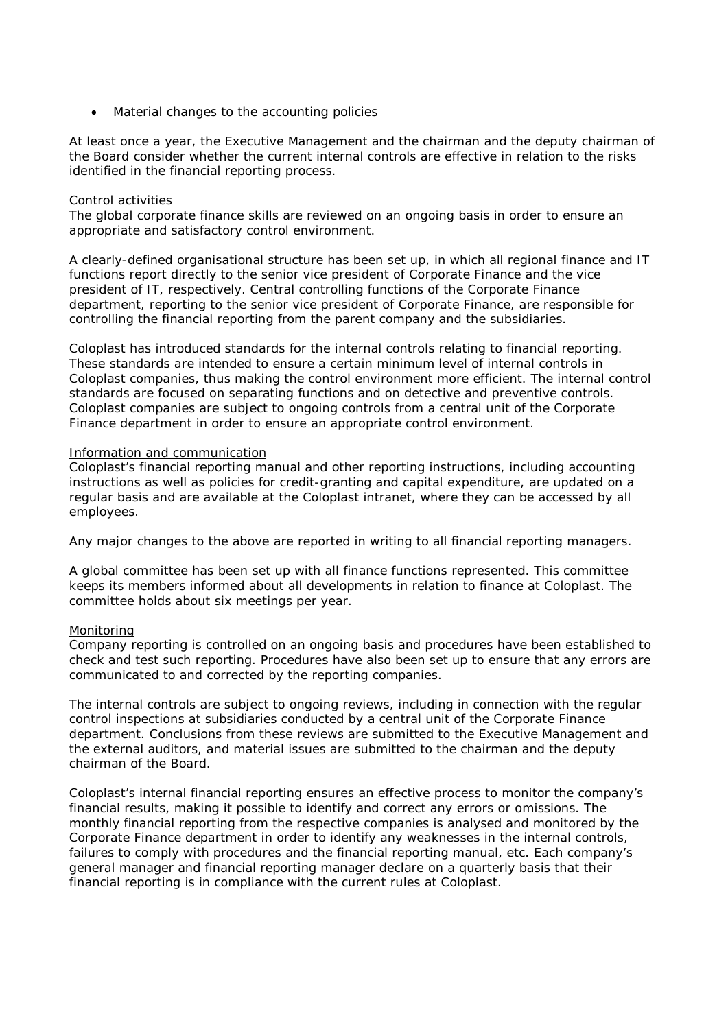- Material changes to the accounting policies

At least once a year, the Executive Management and the chairman and the deputy chairman of the Board consider whether the current internal controls are effective in relation to the risks identified in the financial reporting process.

Control activities

The global corporate finance skills are reviewed on an ongoing basis in order to ensure an appropriate and satisfactory control environment.

A clearly-defined organisational structure has been set up, in which all regional finance and IT functions report directly to the senior vice president of Corporate Finance and the vice president of IT, respectively. Central controlling functions of the Corporate Finance department, reporting to the senior vice president of Corporate Finance, are responsible for controlling the financial reporting from the parent company and the subsidiaries.

Coloplast has introduced standards for the internal controls relating to financial reporting. These standards are intended to ensure a certain minimum level of internal controls in Coloplast companies, thus making the control environment more efficient. The internal control standards are focused on separating functions and on detective and preventive controls. Coloplast companies are subject to ongoing controls from a central unit of the Corporate Finance department in order to ensure an appropriate control environment.

Information and communication

Coloplast's financial reporting manual and other reporting instructions, including accounting instructions as well as policies for credit-granting and capital expenditure, are updated on a regular basis and are available at the Coloplast intranet, where they can be accessed by all employees.

Any major changes to the above are reported in writing to all financial reporting managers.

A global committee has been set up with all finance functions represented. This committee keeps its members informed about all developments in relation to finance at Coloplast. The committee holds about six meetings per year.

Monitoring

Company reporting is controlled on an ongoing basis and procedures have been established to check and test such reporting. Procedures have also been set up to ensure that any errors are communicated to and corrected by the reporting companies.

The internal controls are subject to ongoing reviews, including in connection with the regular control inspections at subsidiaries conducted by a central unit of the Corporate Finance department. Conclusions from these reviews are submitted to the Executive Management and the external auditors, and material issues are submitted to the chairman and the deputy chairman of the Board.

Coloplast's internal financial reporting ensures an effective process to monitor the company's financial results, making it possible to identify and correct any errors or omissions. The monthly financial reporting from the respective companies is analysed and monitored by the Corporate Finance department in order to identify any weaknesses in the internal controls, failures to comply with procedures and the financial reporting manual, etc. Each company's general manager and financial reporting manager declare on a quarterly basis that their financial reporting is in compliance with the current rules at Coloplast.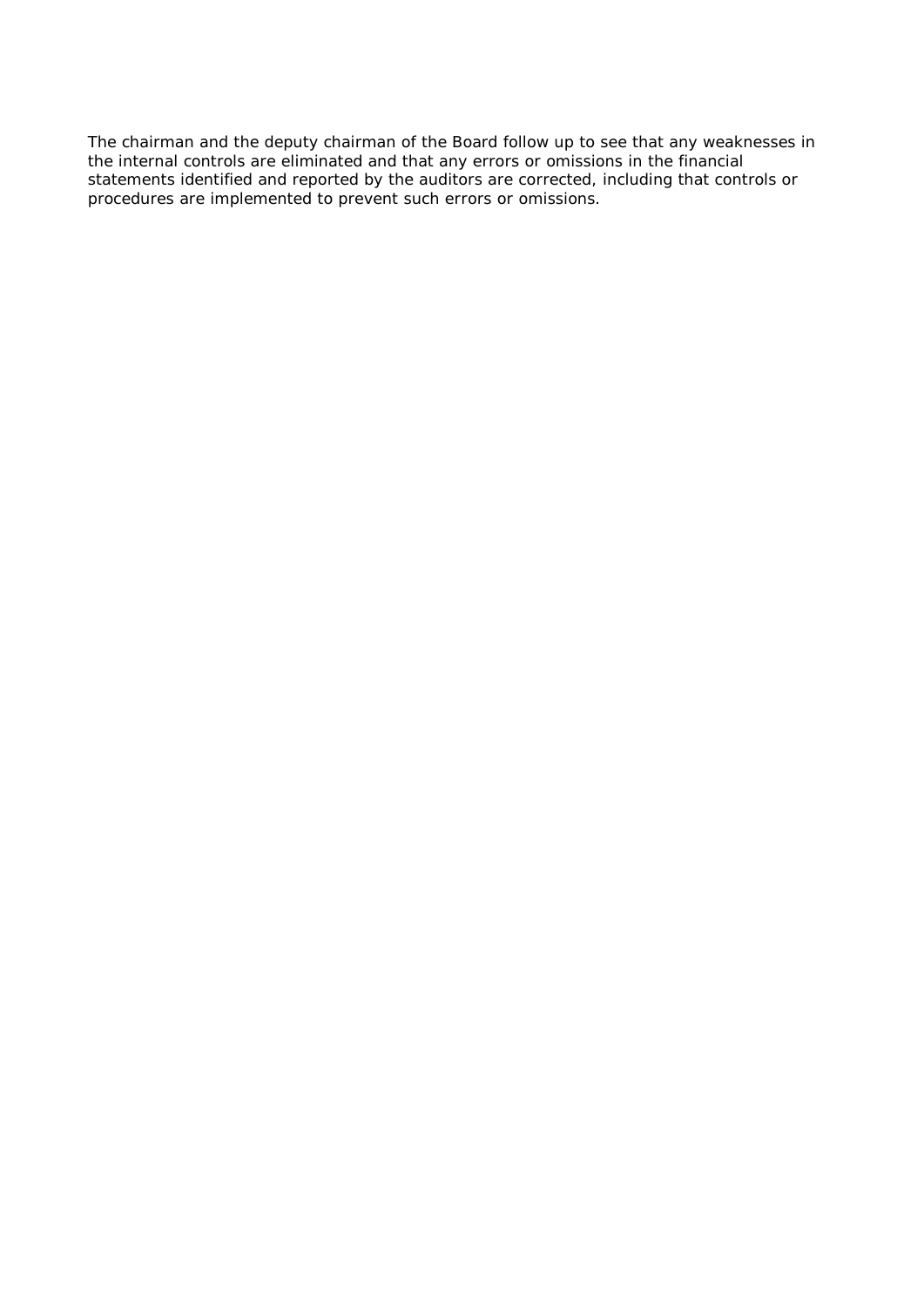The chairman and the deputy chairman of the Board follow up to see that any weaknesses in the internal controls are eliminated and that any errors or omissions in the financial statements identified and reported by the auditors are corrected, including that controls or procedures are implemented to prevent such errors or omissions.